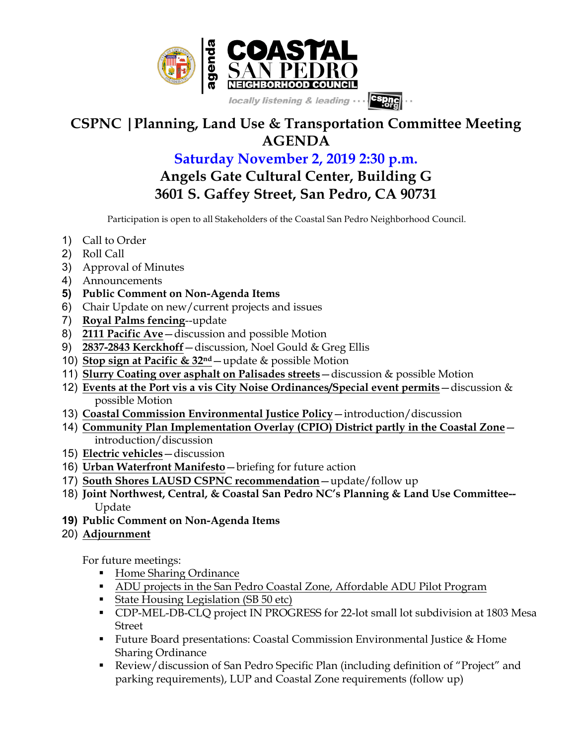agenda **COASTAL SAN PEDRO NEIGHBORHOOD COUNCIL**

*locally listening & leading ··· cspnc.org*

# CSPNC | Planning, Land Use & Transportation Committee Meeting AGENDA

## Saturday November 2, 2019 2:30 p.m.

## Angels Gate Cultural Center, Building G
## 3601 S. Gaffey Street, San Pedro, CA 90731

Participation is open to all Stakeholders of the Coastal San Pedro Neighborhood Council.

1) Call to Order
2) Roll Call
3) Approval of Minutes
4) Announcements
5) **Public Comment on Non-Agenda Items**
6) Chair Update on new/current projects and issues
7) **Royal Palms fencing**--update
8) **2111 Pacific Ave**—discussion and possible Motion
9) **2837-2843 Kerckhoff**—discussion, Noel Gould & Greg Ellis
10) **Stop sign at Pacific & 32nd**—update & possible Motion
11) **Slurry Coating over asphalt on Palisades streets**—discussion & possible Motion
12) **Events at the Port vis a vis City Noise Ordinances/Special event permits**—discussion & possible Motion
13) **Coastal Commission Environmental Justice Policy**—introduction/discussion
14) **Community Plan Implementation Overlay (CPIO) District partly in the Coastal Zone**—introduction/discussion
15) **Electric vehicles**—discussion
16) **Urban Waterfront Manifesto**—briefing for future action
17) **South Shores LAUSD CSPNC recommendation**—update/follow up
18) **Joint Northwest, Central, & Coastal San Pedro NC's Planning & Land Use Committee--** Update
19) **Public Comment on Non-Agenda Items**
20) **Adjournment**

For future meetings:

- Home Sharing Ordinance
- ADU projects in the San Pedro Coastal Zone, Affordable ADU Pilot Program
- State Housing Legislation (SB 50 etc)
- CDP-MEL-DB-CLQ project IN PROGRESS for 22-lot small lot subdivision at 1803 Mesa Street
- Future Board presentations: Coastal Commission Environmental Justice & Home Sharing Ordinance
- Review/discussion of San Pedro Specific Plan (including definition of "Project" and parking requirements), LUP and Coastal Zone requirements (follow up)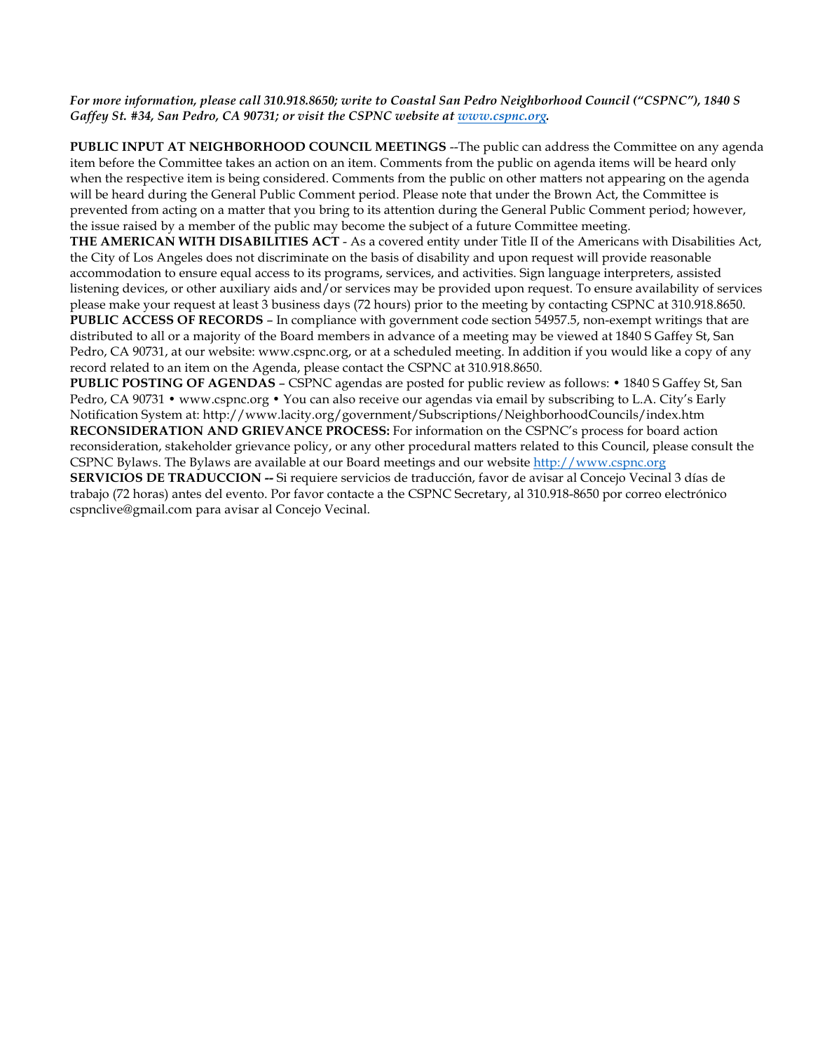***For more information, please call 310.918.8650; write to Coastal San Pedro Neighborhood Council ("CSPNC"), 1840 S Gaffey St. #34, San Pedro, CA 90731; or visit the CSPNC website at [www.cspnc.org](http://www.cspnc.org).***

**PUBLIC INPUT AT NEIGHBORHOOD COUNCIL MEETINGS** --The public can address the Committee on any agenda item before the Committee takes an action on an item. Comments from the public on agenda items will be heard only when the respective item is being considered. Comments from the public on other matters not appearing on the agenda will be heard during the General Public Comment period. Please note that under the Brown Act, the Committee is prevented from acting on a matter that you bring to its attention during the General Public Comment period; however, the issue raised by a member of the public may become the subject of a future Committee meeting.

**THE AMERICAN WITH DISABILITIES ACT** - As a covered entity under Title II of the Americans with Disabilities Act, the City of Los Angeles does not discriminate on the basis of disability and upon request will provide reasonable accommodation to ensure equal access to its programs, services, and activities. Sign language interpreters, assisted listening devices, or other auxiliary aids and/or services may be provided upon request. To ensure availability of services please make your request at least 3 business days (72 hours) prior to the meeting by contacting CSPNC at 310.918.8650.

**PUBLIC ACCESS OF RECORDS** – In compliance with government code section 54957.5, non-exempt writings that are distributed to all or a majority of the Board members in advance of a meeting may be viewed at 1840 S Gaffey St, San Pedro, CA 90731, at our website: www.cspnc.org, or at a scheduled meeting. In addition if you would like a copy of any record related to an item on the Agenda, please contact the CSPNC at 310.918.8650.

**PUBLIC POSTING OF AGENDAS** – CSPNC agendas are posted for public review as follows: • 1840 S Gaffey St, San Pedro, CA 90731 • www.cspnc.org • You can also receive our agendas via email by subscribing to L.A. City's Early Notification System at: http://www.lacity.org/government/Subscriptions/NeighborhoodCouncils/index.htm

**RECONSIDERATION AND GRIEVANCE PROCESS:** For information on the CSPNC's process for board action reconsideration, stakeholder grievance policy, or any other procedural matters related to this Council, please consult the CSPNC Bylaws. The Bylaws are available at our Board meetings and our website [http://www.cspnc.org](http://www.cspnc.org)

**SERVICIOS DE TRADUCCION --** Si requiere servicios de traducción, favor de avisar al Concejo Vecinal 3 días de trabajo (72 horas) antes del evento. Por favor contacte a the CSPNC Secretary, al 310.918-8650 por correo electrónico cspnclive@gmail.com para avisar al Concejo Vecinal.